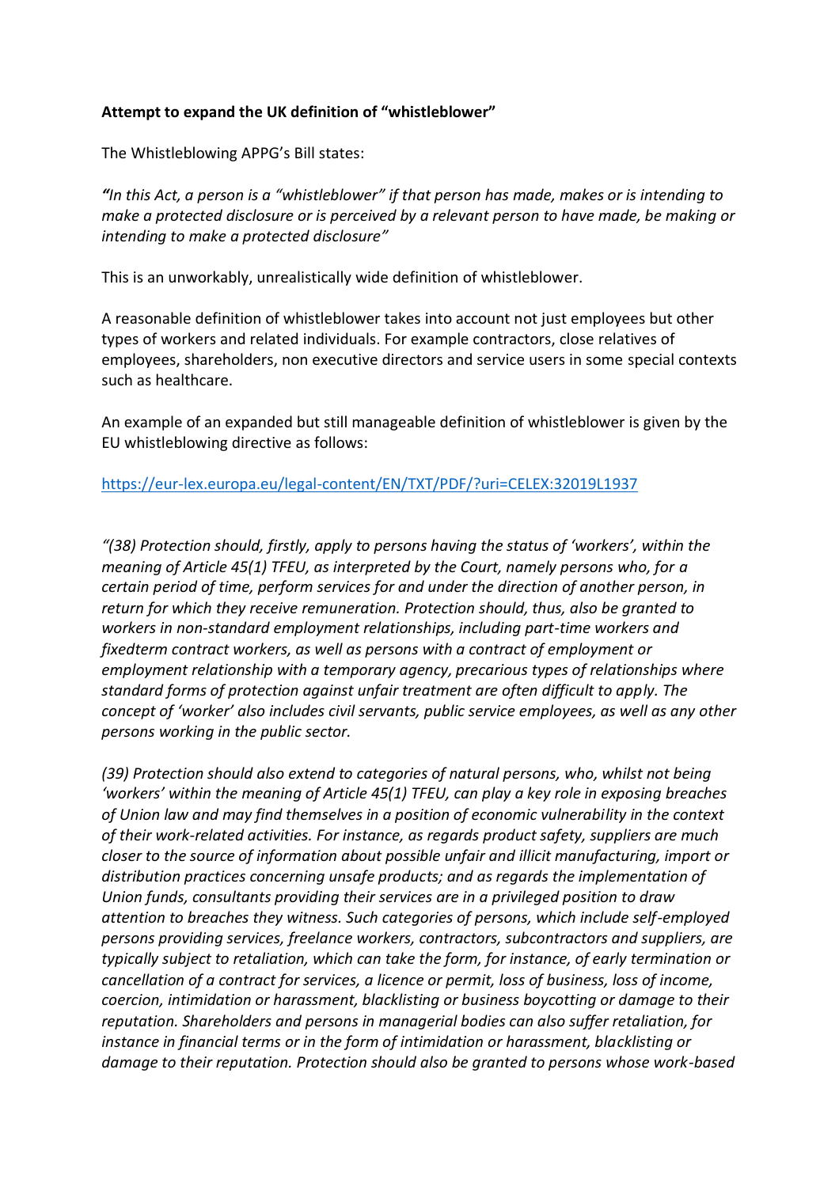**Attempt to expand the UK definition of "whistleblower"**

The Whistleblowing APPG's Bill states:

***"****In this Act, a person is a "whistleblower" if that person has made, makes or is intending to make a protected disclosure or is perceived by a relevant person to have made, be making or intending to make a protected disclosure"*

This is an unworkably, unrealistically wide definition of whistleblower.

A reasonable definition of whistleblower takes into account not just employees but other types of workers and related individuals. For example contractors, close relatives of employees, shareholders, non executive directors and service users in some special contexts such as healthcare.

An example of an expanded but still manageable definition of whistleblower is given by the EU whistleblowing directive as follows:

[https://eur-lex.europa.eu/legal-content/EN/TXT/PDF/?uri=CELEX:32019L1937](https://eur-lex.europa.eu/legal-content/EN/TXT/PDF/?uri=CELEX:32019L1937)

*"(38) Protection should, firstly, apply to persons having the status of 'workers', within the meaning of Article 45(1) TFEU, as interpreted by the Court, namely persons who, for a certain period of time, perform services for and under the direction of another person, in return for which they receive remuneration. Protection should, thus, also be granted to workers in non-standard employment relationships, including part-time workers and fixedterm contract workers, as well as persons with a contract of employment or employment relationship with a temporary agency, precarious types of relationships where standard forms of protection against unfair treatment are often difficult to apply. The concept of 'worker' also includes civil servants, public service employees, as well as any other persons working in the public sector.*

*(39) Protection should also extend to categories of natural persons, who, whilst not being 'workers' within the meaning of Article 45(1) TFEU, can play a key role in exposing breaches of Union law and may find themselves in a position of economic vulnerability in the context of their work-related activities. For instance, as regards product safety, suppliers are much closer to the source of information about possible unfair and illicit manufacturing, import or distribution practices concerning unsafe products; and as regards the implementation of Union funds, consultants providing their services are in a privileged position to draw attention to breaches they witness. Such categories of persons, which include self-employed persons providing services, freelance workers, contractors, subcontractors and suppliers, are typically subject to retaliation, which can take the form, for instance, of early termination or cancellation of a contract for services, a licence or permit, loss of business, loss of income, coercion, intimidation or harassment, blacklisting or business boycotting or damage to their reputation. Shareholders and persons in managerial bodies can also suffer retaliation, for instance in financial terms or in the form of intimidation or harassment, blacklisting or damage to their reputation. Protection should also be granted to persons whose work-based*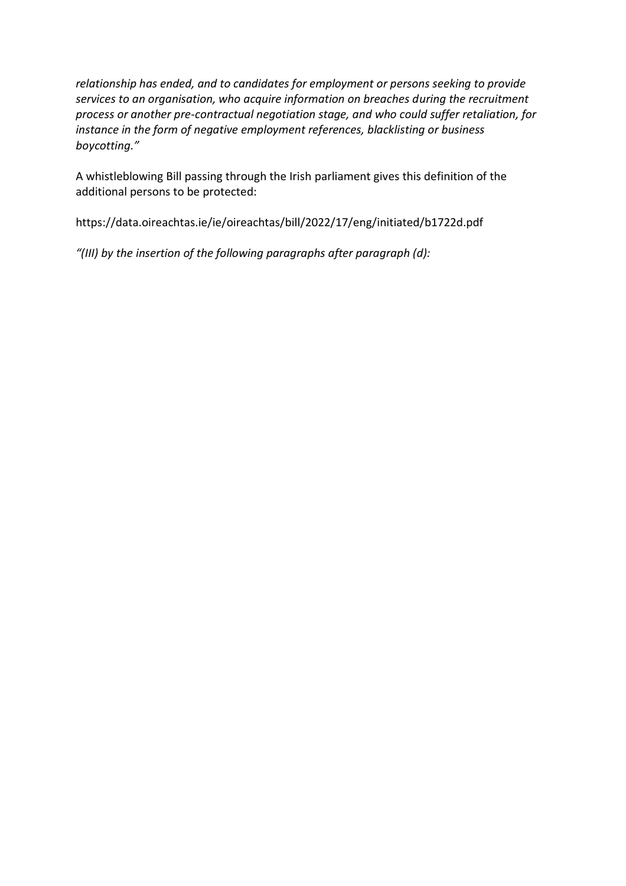*relationship has ended, and to candidates for employment or persons seeking to provide services to an organisation, who acquire information on breaches during the recruitment process or another pre-contractual negotiation stage, and who could suffer retaliation, for instance in the form of negative employment references, blacklisting or business boycotting."*

A whistleblowing Bill passing through the Irish parliament gives this definition of the additional persons to be protected:

https://data.oireachtas.ie/ie/oireachtas/bill/2022/17/eng/initiated/b1722d.pdf

*"(III) by the insertion of the following paragraphs after paragraph (d):*